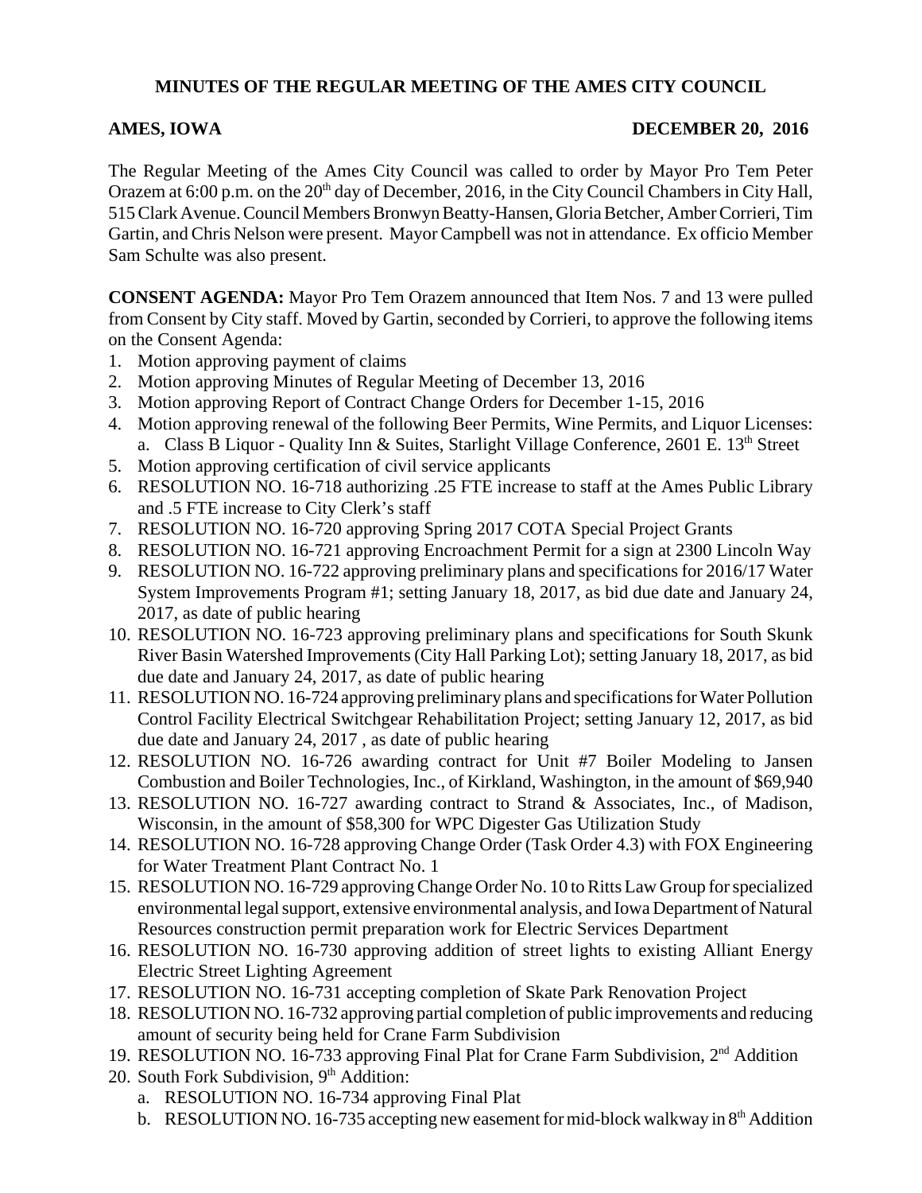# MINUTES OF THE REGULAR MEETING OF THE AMES CITY COUNCIL

**AMES, IOWA** **DECEMBER 20, 2016**

The Regular Meeting of the Ames City Council was called to order by Mayor Pro Tem Peter Orazem at 6:00 p.m. on the 20th day of December, 2016, in the City Council Chambers in City Hall, 515 Clark Avenue. Council Members Bronwyn Beatty-Hansen, Gloria Betcher, Amber Corrieri, Tim Gartin, and Chris Nelson were present. Mayor Campbell was not in attendance. Ex officio Member Sam Schulte was also present.

**CONSENT AGENDA:** Mayor Pro Tem Orazem announced that Item Nos. 7 and 13 were pulled from Consent by City staff. Moved by Gartin, seconded by Corrieri, to approve the following items on the Consent Agenda:

1. Motion approving payment of claims
2. Motion approving Minutes of Regular Meeting of December 13, 2016
3. Motion approving Report of Contract Change Orders for December 1-15, 2016
4. Motion approving renewal of the following Beer Permits, Wine Permits, and Liquor Licenses:
   a. Class B Liquor - Quality Inn & Suites, Starlight Village Conference, 2601 E. 13th Street
5. Motion approving certification of civil service applicants
6. RESOLUTION NO. 16-718 authorizing .25 FTE increase to staff at the Ames Public Library and .5 FTE increase to City Clerk's staff
7. RESOLUTION NO. 16-720 approving Spring 2017 COTA Special Project Grants
8. RESOLUTION NO. 16-721 approving Encroachment Permit for a sign at 2300 Lincoln Way
9. RESOLUTION NO. 16-722 approving preliminary plans and specifications for 2016/17 Water System Improvements Program #1; setting January 18, 2017, as bid due date and January 24, 2017, as date of public hearing
10. RESOLUTION NO. 16-723 approving preliminary plans and specifications for South Skunk River Basin Watershed Improvements (City Hall Parking Lot); setting January 18, 2017, as bid due date and January 24, 2017, as date of public hearing
11. RESOLUTION NO. 16-724 approving preliminary plans and specifications for Water Pollution Control Facility Electrical Switchgear Rehabilitation Project; setting January 12, 2017, as bid due date and January 24, 2017 , as date of public hearing
12. RESOLUTION NO. 16-726 awarding contract for Unit #7 Boiler Modeling to Jansen Combustion and Boiler Technologies, Inc., of Kirkland, Washington, in the amount of $69,940
13. RESOLUTION NO. 16-727 awarding contract to Strand & Associates, Inc., of Madison, Wisconsin, in the amount of $58,300 for WPC Digester Gas Utilization Study
14. RESOLUTION NO. 16-728 approving Change Order (Task Order 4.3) with FOX Engineering for Water Treatment Plant Contract No. 1
15. RESOLUTION NO. 16-729 approving Change Order No. 10 to Ritts Law Group for specialized environmental legal support, extensive environmental analysis, and Iowa Department of Natural Resources construction permit preparation work for Electric Services Department
16. RESOLUTION NO. 16-730 approving addition of street lights to existing Alliant Energy Electric Street Lighting Agreement
17. RESOLUTION NO. 16-731 accepting completion of Skate Park Renovation Project
18. RESOLUTION NO. 16-732 approving partial completion of public improvements and reducing amount of security being held for Crane Farm Subdivision
19. RESOLUTION NO. 16-733 approving Final Plat for Crane Farm Subdivision, 2nd Addition
20. South Fork Subdivision, 9th Addition:
    a. RESOLUTION NO. 16-734 approving Final Plat
    b. RESOLUTION NO. 16-735 accepting new easement for mid-block walkway in 8th Addition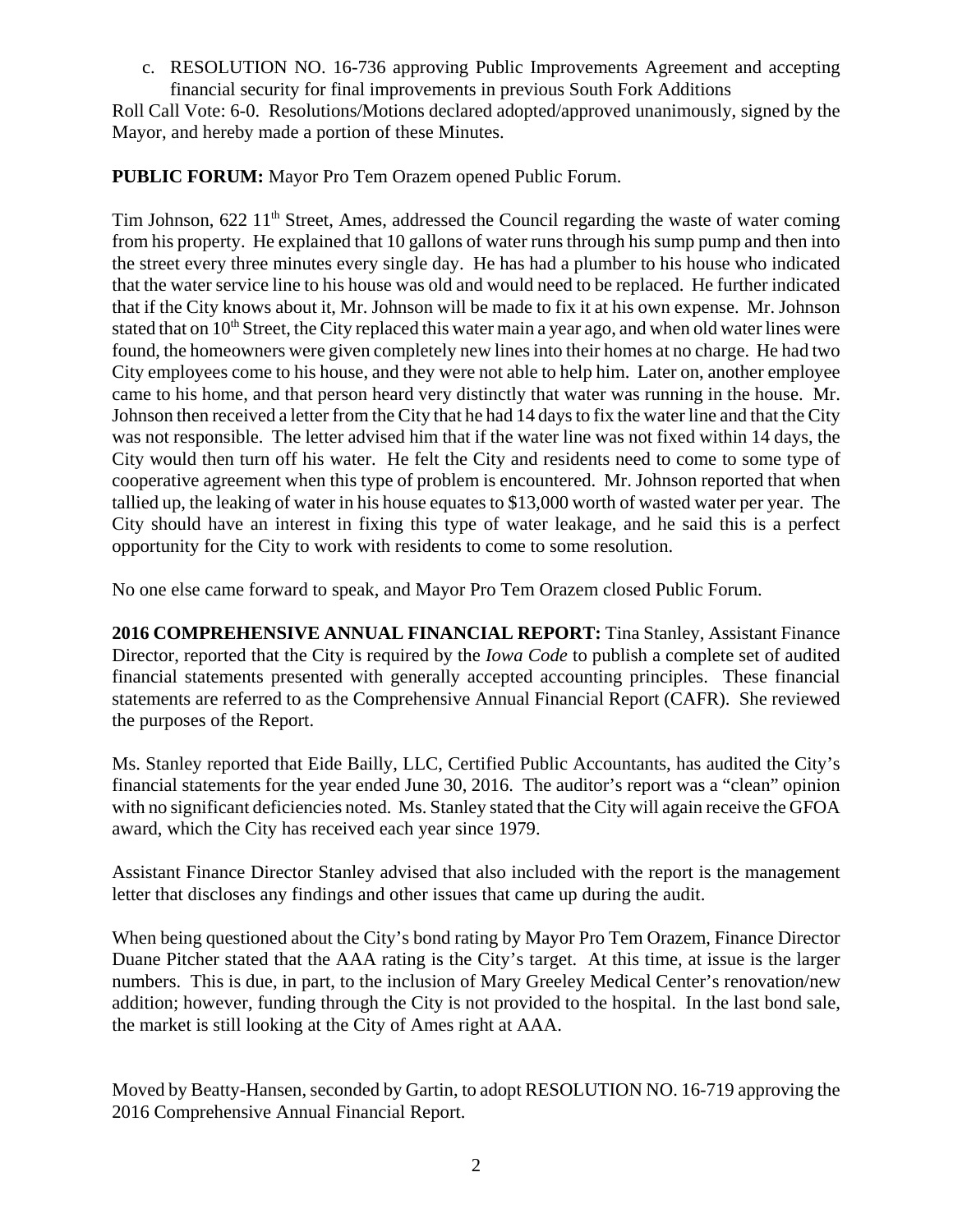c. RESOLUTION NO. 16-736 approving Public Improvements Agreement and accepting financial security for final improvements in previous South Fork Additions

Roll Call Vote: 6-0. Resolutions/Motions declared adopted/approved unanimously, signed by the Mayor, and hereby made a portion of these Minutes.

**PUBLIC FORUM:** Mayor Pro Tem Orazem opened Public Forum.

Tim Johnson, 622 11th Street, Ames, addressed the Council regarding the waste of water coming from his property. He explained that 10 gallons of water runs through his sump pump and then into the street every three minutes every single day. He has had a plumber to his house who indicated that the water service line to his house was old and would need to be replaced. He further indicated that if the City knows about it, Mr. Johnson will be made to fix it at his own expense. Mr. Johnson stated that on 10th Street, the City replaced this water main a year ago, and when old water lines were found, the homeowners were given completely new lines into their homes at no charge. He had two City employees come to his house, and they were not able to help him. Later on, another employee came to his home, and that person heard very distinctly that water was running in the house. Mr. Johnson then received a letter from the City that he had 14 days to fix the water line and that the City was not responsible. The letter advised him that if the water line was not fixed within 14 days, the City would then turn off his water. He felt the City and residents need to come to some type of cooperative agreement when this type of problem is encountered. Mr. Johnson reported that when tallied up, the leaking of water in his house equates to $13,000 worth of wasted water per year. The City should have an interest in fixing this type of water leakage, and he said this is a perfect opportunity for the City to work with residents to come to some resolution.

No one else came forward to speak, and Mayor Pro Tem Orazem closed Public Forum.

**2016 COMPREHENSIVE ANNUAL FINANCIAL REPORT:** Tina Stanley, Assistant Finance Director, reported that the City is required by the *Iowa Code* to publish a complete set of audited financial statements presented with generally accepted accounting principles. These financial statements are referred to as the Comprehensive Annual Financial Report (CAFR). She reviewed the purposes of the Report.

Ms. Stanley reported that Eide Bailly, LLC, Certified Public Accountants, has audited the City's financial statements for the year ended June 30, 2016. The auditor's report was a "clean" opinion with no significant deficiencies noted. Ms. Stanley stated that the City will again receive the GFOA award, which the City has received each year since 1979.

Assistant Finance Director Stanley advised that also included with the report is the management letter that discloses any findings and other issues that came up during the audit.

When being questioned about the City's bond rating by Mayor Pro Tem Orazem, Finance Director Duane Pitcher stated that the AAA rating is the City's target. At this time, at issue is the larger numbers. This is due, in part, to the inclusion of Mary Greeley Medical Center's renovation/new addition; however, funding through the City is not provided to the hospital. In the last bond sale, the market is still looking at the City of Ames right at AAA.

Moved by Beatty-Hansen, seconded by Gartin, to adopt RESOLUTION NO. 16-719 approving the 2016 Comprehensive Annual Financial Report.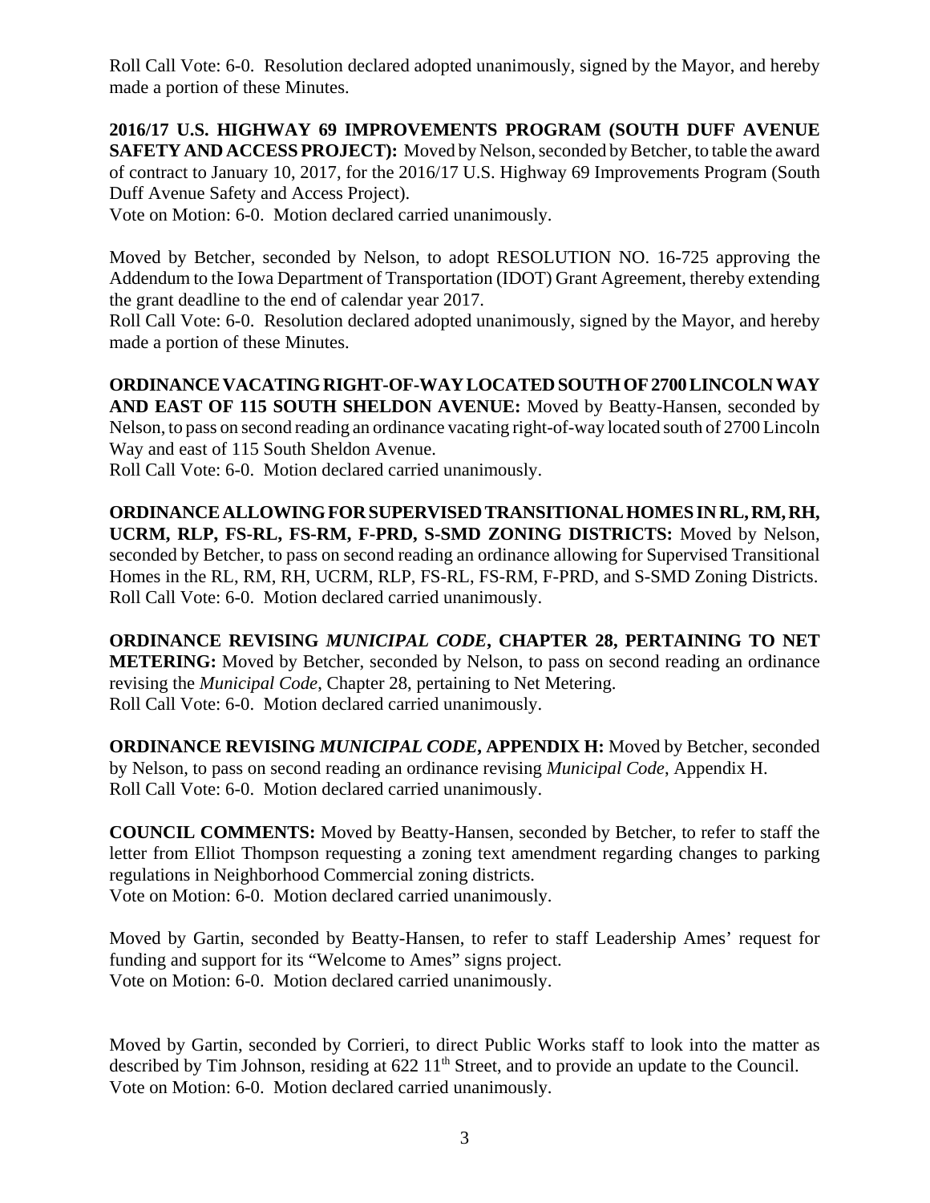Roll Call Vote: 6-0. Resolution declared adopted unanimously, signed by the Mayor, and hereby made a portion of these Minutes.

**2016/17 U.S. HIGHWAY 69 IMPROVEMENTS PROGRAM (SOUTH DUFF AVENUE SAFETY AND ACCESS PROJECT):** Moved by Nelson, seconded by Betcher, to table the award of contract to January 10, 2017, for the 2016/17 U.S. Highway 69 Improvements Program (South Duff Avenue Safety and Access Project).
Vote on Motion: 6-0. Motion declared carried unanimously.

Moved by Betcher, seconded by Nelson, to adopt RESOLUTION NO. 16-725 approving the Addendum to the Iowa Department of Transportation (IDOT) Grant Agreement, thereby extending the grant deadline to the end of calendar year 2017.
Roll Call Vote: 6-0. Resolution declared adopted unanimously, signed by the Mayor, and hereby made a portion of these Minutes.

**ORDINANCE VACATING RIGHT-OF-WAY LOCATED SOUTH OF 2700 LINCOLN WAY AND EAST OF 115 SOUTH SHELDON AVENUE:** Moved by Beatty-Hansen, seconded by Nelson, to pass on second reading an ordinance vacating right-of-way located south of 2700 Lincoln Way and east of 115 South Sheldon Avenue.
Roll Call Vote: 6-0. Motion declared carried unanimously.

**ORDINANCE ALLOWING FOR SUPERVISED TRANSITIONAL HOMES IN RL, RM, RH, UCRM, RLP, FS-RL, FS-RM, F-PRD, S-SMD ZONING DISTRICTS:** Moved by Nelson, seconded by Betcher, to pass on second reading an ordinance allowing for Supervised Transitional Homes in the RL, RM, RH, UCRM, RLP, FS-RL, FS-RM, F-PRD, and S-SMD Zoning Districts.
Roll Call Vote: 6-0. Motion declared carried unanimously.

**ORDINANCE REVISING *MUNICIPAL CODE*, CHAPTER 28, PERTAINING TO NET METERING:** Moved by Betcher, seconded by Nelson, to pass on second reading an ordinance revising the *Municipal Code*, Chapter 28, pertaining to Net Metering.
Roll Call Vote: 6-0. Motion declared carried unanimously.

**ORDINANCE REVISING *MUNICIPAL CODE*, APPENDIX H:** Moved by Betcher, seconded by Nelson, to pass on second reading an ordinance revising *Municipal Code*, Appendix H.
Roll Call Vote: 6-0. Motion declared carried unanimously.

**COUNCIL COMMENTS:** Moved by Beatty-Hansen, seconded by Betcher, to refer to staff the letter from Elliot Thompson requesting a zoning text amendment regarding changes to parking regulations in Neighborhood Commercial zoning districts.
Vote on Motion: 6-0. Motion declared carried unanimously.

Moved by Gartin, seconded by Beatty-Hansen, to refer to staff Leadership Ames' request for funding and support for its "Welcome to Ames" signs project.
Vote on Motion: 6-0. Motion declared carried unanimously.

Moved by Gartin, seconded by Corrieri, to direct Public Works staff to look into the matter as described by Tim Johnson, residing at 622 11th Street, and to provide an update to the Council.
Vote on Motion: 6-0. Motion declared carried unanimously.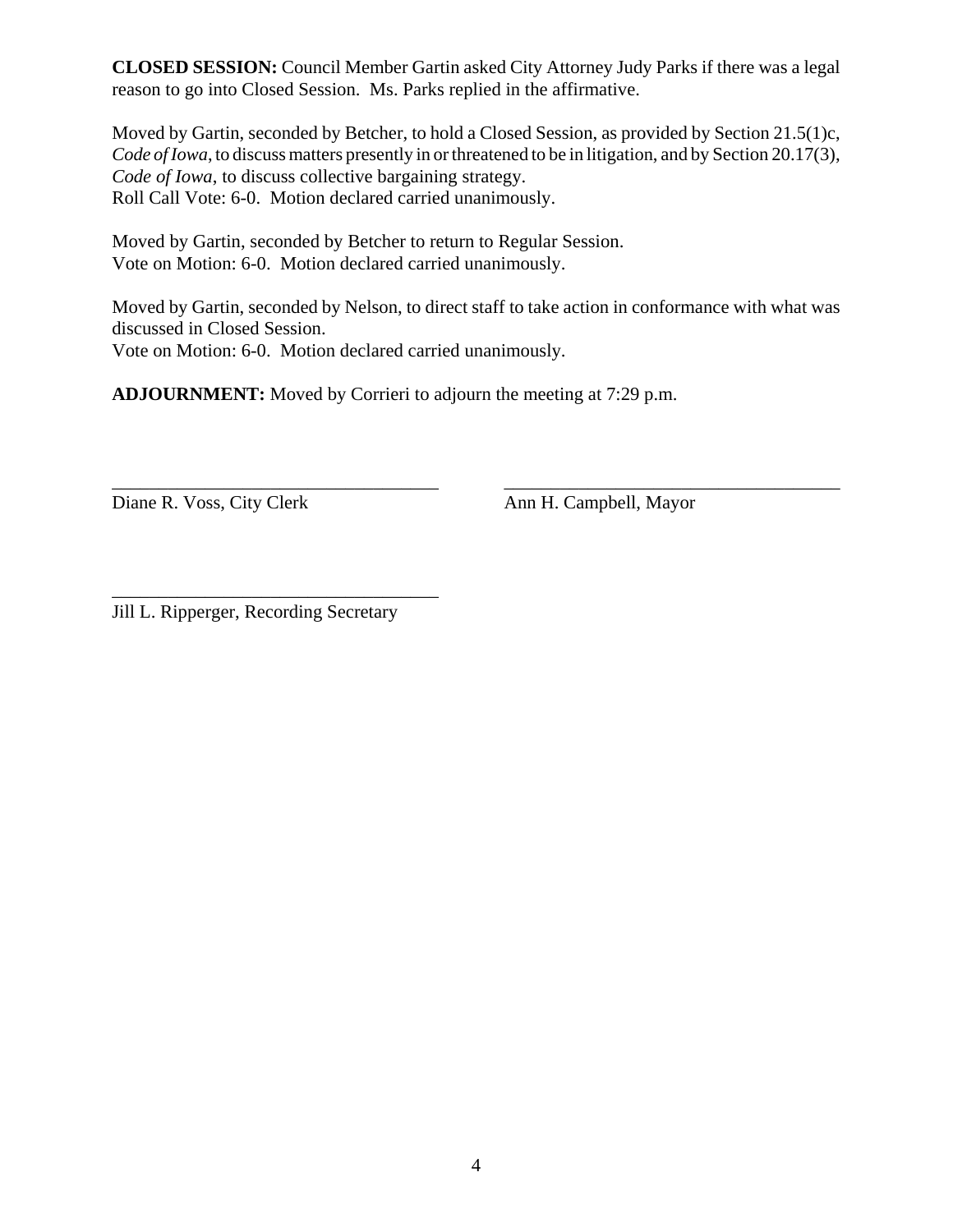**CLOSED SESSION:** Council Member Gartin asked City Attorney Judy Parks if there was a legal reason to go into Closed Session. Ms. Parks replied in the affirmative.

Moved by Gartin, seconded by Betcher, to hold a Closed Session, as provided by Section 21.5(1)c, *Code of Iowa*, to discuss matters presently in or threatened to be in litigation, and by Section 20.17(3), *Code of Iowa*, to discuss collective bargaining strategy.
Roll Call Vote: 6-0. Motion declared carried unanimously.

Moved by Gartin, seconded by Betcher to return to Regular Session.
Vote on Motion: 6-0. Motion declared carried unanimously.

Moved by Gartin, seconded by Nelson, to direct staff to take action in conformance with what was discussed in Closed Session.
Vote on Motion: 6-0. Motion declared carried unanimously.

**ADJOURNMENT:** Moved by Corrieri to adjourn the meeting at 7:29 p.m.

\_\_\_\_\_\_\_\_\_\_\_\_\_\_\_\_\_\_\_\_\_\_\_\_\_\_\_\_\_\_\_\_\_\_\_\_
Diane R. Voss, City Clerk

\_\_\_\_\_\_\_\_\_\_\_\_\_\_\_\_\_\_\_\_\_\_\_\_\_\_\_\_\_\_\_\_\_\_\_\_
Ann H. Campbell, Mayor

\_\_\_\_\_\_\_\_\_\_\_\_\_\_\_\_\_\_\_\_\_\_\_\_\_\_\_\_\_\_\_\_\_\_\_\_
Jill L. Ripperger, Recording Secretary